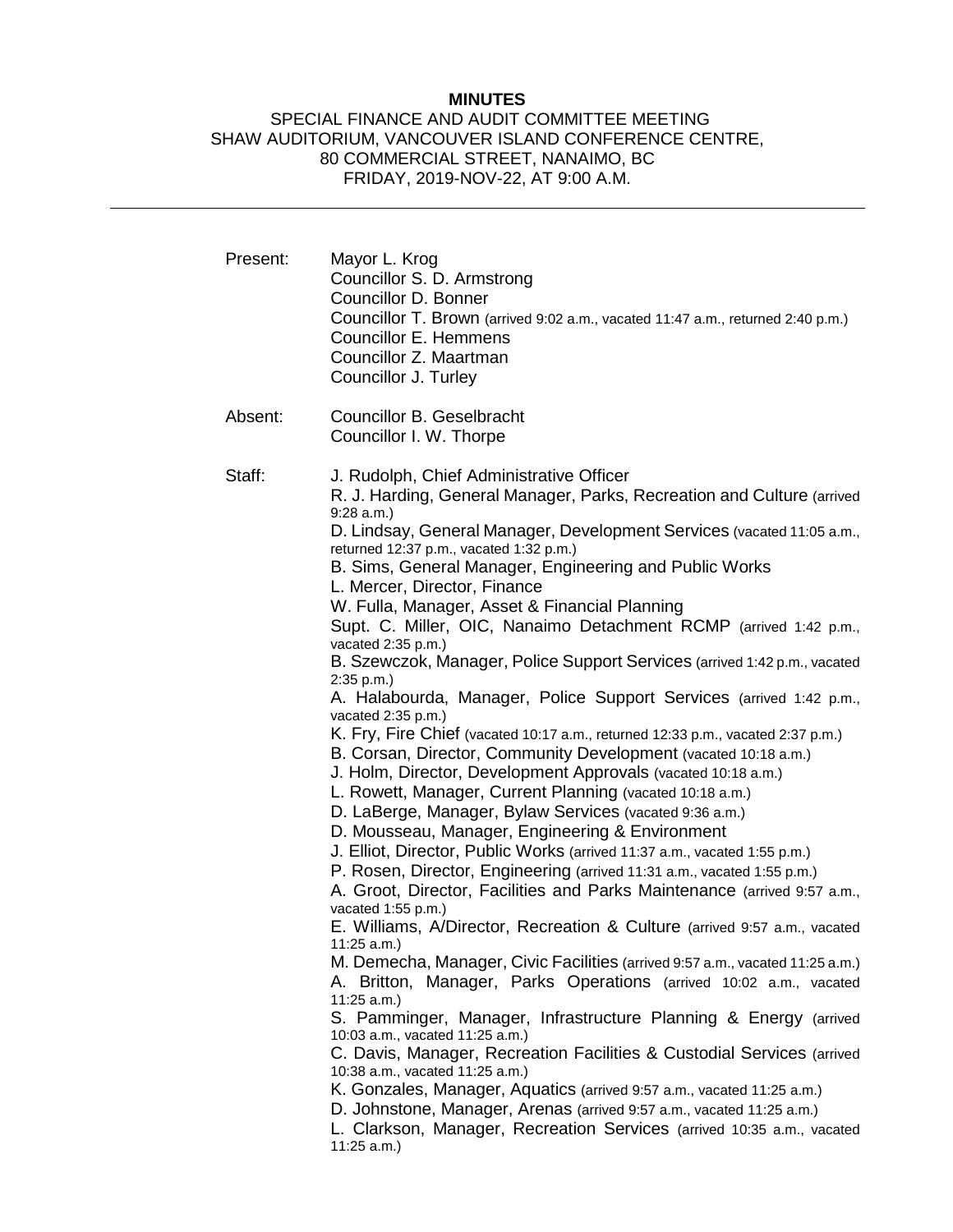**MINUTES**

SPECIAL FINANCE AND AUDIT COMMITTEE MEETING
SHAW AUDITORIUM, VANCOUVER ISLAND CONFERENCE CENTRE,
80 COMMERCIAL STREET, NANAIMO, BC
FRIDAY, 2019-NOV-22, AT 9:00 A.M.

---

Present: Mayor L. Krog
Councillor S. D. Armstrong
Councillor D. Bonner
Councillor T. Brown (arrived 9:02 a.m., vacated 11:47 a.m., returned 2:40 p.m.)
Councillor E. Hemmens
Councillor Z. Maartman
Councillor J. Turley

Absent: Councillor B. Geselbracht
Councillor I. W. Thorpe

Staff: J. Rudolph, Chief Administrative Officer
R. J. Harding, General Manager, Parks, Recreation and Culture (arrived 9:28 a.m.)
D. Lindsay, General Manager, Development Services (vacated 11:05 a.m., returned 12:37 p.m., vacated 1:32 p.m.)
B. Sims, General Manager, Engineering and Public Works
L. Mercer, Director, Finance
W. Fulla, Manager, Asset & Financial Planning
Supt. C. Miller, OIC, Nanaimo Detachment RCMP (arrived 1:42 p.m., vacated 2:35 p.m.)
B. Szewczok, Manager, Police Support Services (arrived 1:42 p.m., vacated 2:35 p.m.)
A. Halabourda, Manager, Police Support Services (arrived 1:42 p.m., vacated 2:35 p.m.)
K. Fry, Fire Chief (vacated 10:17 a.m., returned 12:33 p.m., vacated 2:37 p.m.)
B. Corsan, Director, Community Development (vacated 10:18 a.m.)
J. Holm, Director, Development Approvals (vacated 10:18 a.m.)
L. Rowett, Manager, Current Planning (vacated 10:18 a.m.)
D. LaBerge, Manager, Bylaw Services (vacated 9:36 a.m.)
D. Mousseau, Manager, Engineering & Environment
J. Elliot, Director, Public Works (arrived 11:37 a.m., vacated 1:55 p.m.)
P. Rosen, Director, Engineering (arrived 11:31 a.m., vacated 1:55 p.m.)
A. Groot, Director, Facilities and Parks Maintenance (arrived 9:57 a.m., vacated 1:55 p.m.)
E. Williams, A/Director, Recreation & Culture (arrived 9:57 a.m., vacated 11:25 a.m.)
M. Demecha, Manager, Civic Facilities (arrived 9:57 a.m., vacated 11:25 a.m.)
A. Britton, Manager, Parks Operations (arrived 10:02 a.m., vacated 11:25 a.m.)
S. Pamminger, Manager, Infrastructure Planning & Energy (arrived 10:03 a.m., vacated 11:25 a.m.)
C. Davis, Manager, Recreation Facilities & Custodial Services (arrived 10:38 a.m., vacated 11:25 a.m.)
K. Gonzales, Manager, Aquatics (arrived 9:57 a.m., vacated 11:25 a.m.)
D. Johnstone, Manager, Arenas (arrived 9:57 a.m., vacated 11:25 a.m.)
L. Clarkson, Manager, Recreation Services (arrived 10:35 a.m., vacated 11:25 a.m.)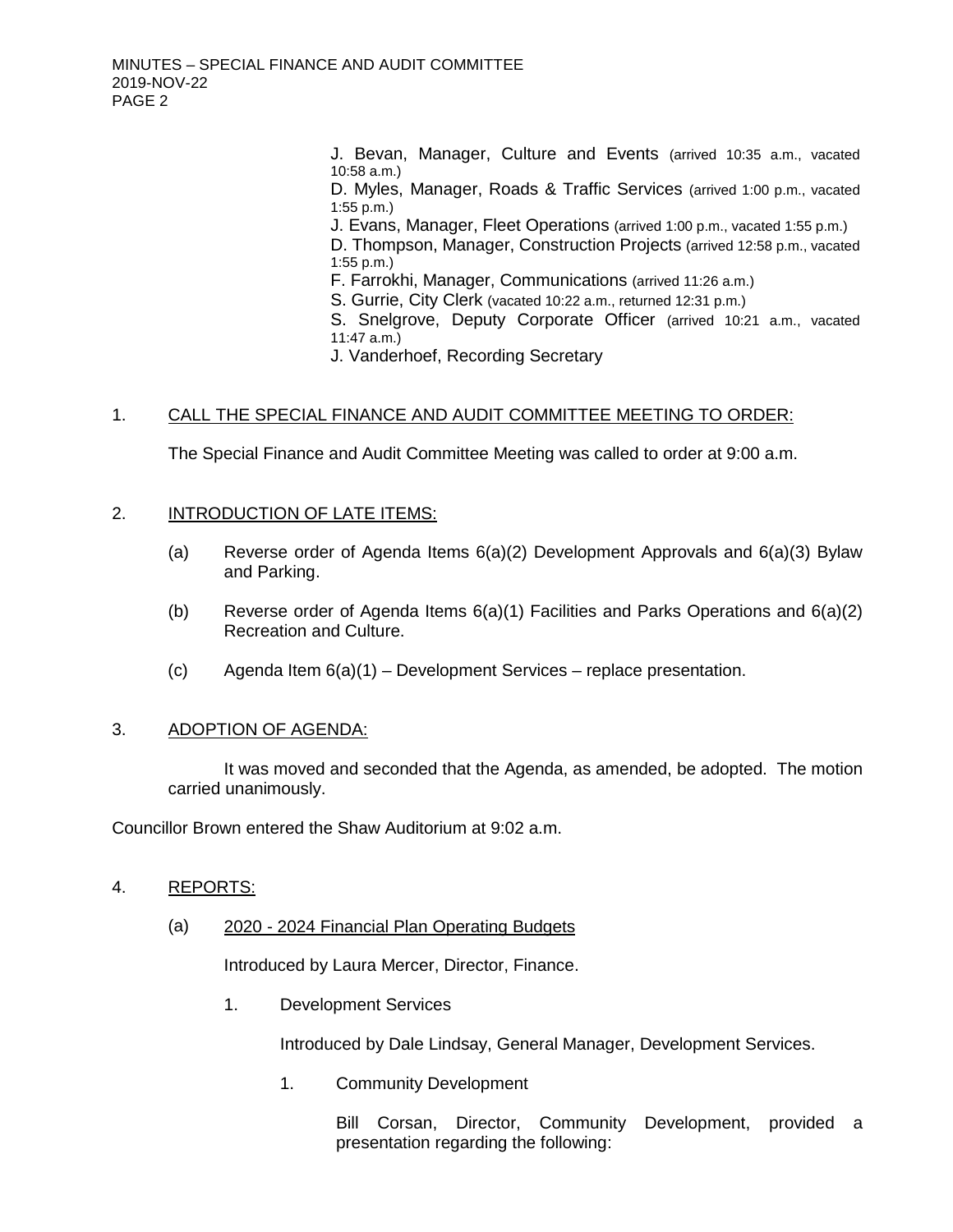J. Bevan, Manager, Culture and Events (arrived 10:35 a.m., vacated 10:58 a.m.)
D. Myles, Manager, Roads & Traffic Services (arrived 1:00 p.m., vacated 1:55 p.m.)
J. Evans, Manager, Fleet Operations (arrived 1:00 p.m., vacated 1:55 p.m.)
D. Thompson, Manager, Construction Projects (arrived 12:58 p.m., vacated 1:55 p.m.)
F. Farrokhi, Manager, Communications (arrived 11:26 a.m.)
S. Gurrie, City Clerk (vacated 10:22 a.m., returned 12:31 p.m.)
S. Snelgrove, Deputy Corporate Officer (arrived 10:21 a.m., vacated 11:47 a.m.)
J. Vanderhoef, Recording Secretary

1. CALL THE SPECIAL FINANCE AND AUDIT COMMITTEE MEETING TO ORDER:

The Special Finance and Audit Committee Meeting was called to order at 9:00 a.m.

2. INTRODUCTION OF LATE ITEMS:

(a) Reverse order of Agenda Items 6(a)(2) Development Approvals and 6(a)(3) Bylaw and Parking.

(b) Reverse order of Agenda Items 6(a)(1) Facilities and Parks Operations and 6(a)(2) Recreation and Culture.

(c) Agenda Item 6(a)(1) – Development Services – replace presentation.

3. ADOPTION OF AGENDA:

It was moved and seconded that the Agenda, as amended, be adopted. The motion carried unanimously.

Councillor Brown entered the Shaw Auditorium at 9:02 a.m.

4. REPORTS:

(a) 2020 - 2024 Financial Plan Operating Budgets

Introduced by Laura Mercer, Director, Finance.

1. Development Services

Introduced by Dale Lindsay, General Manager, Development Services.

1. Community Development

Bill Corsan, Director, Community Development, provided a presentation regarding the following: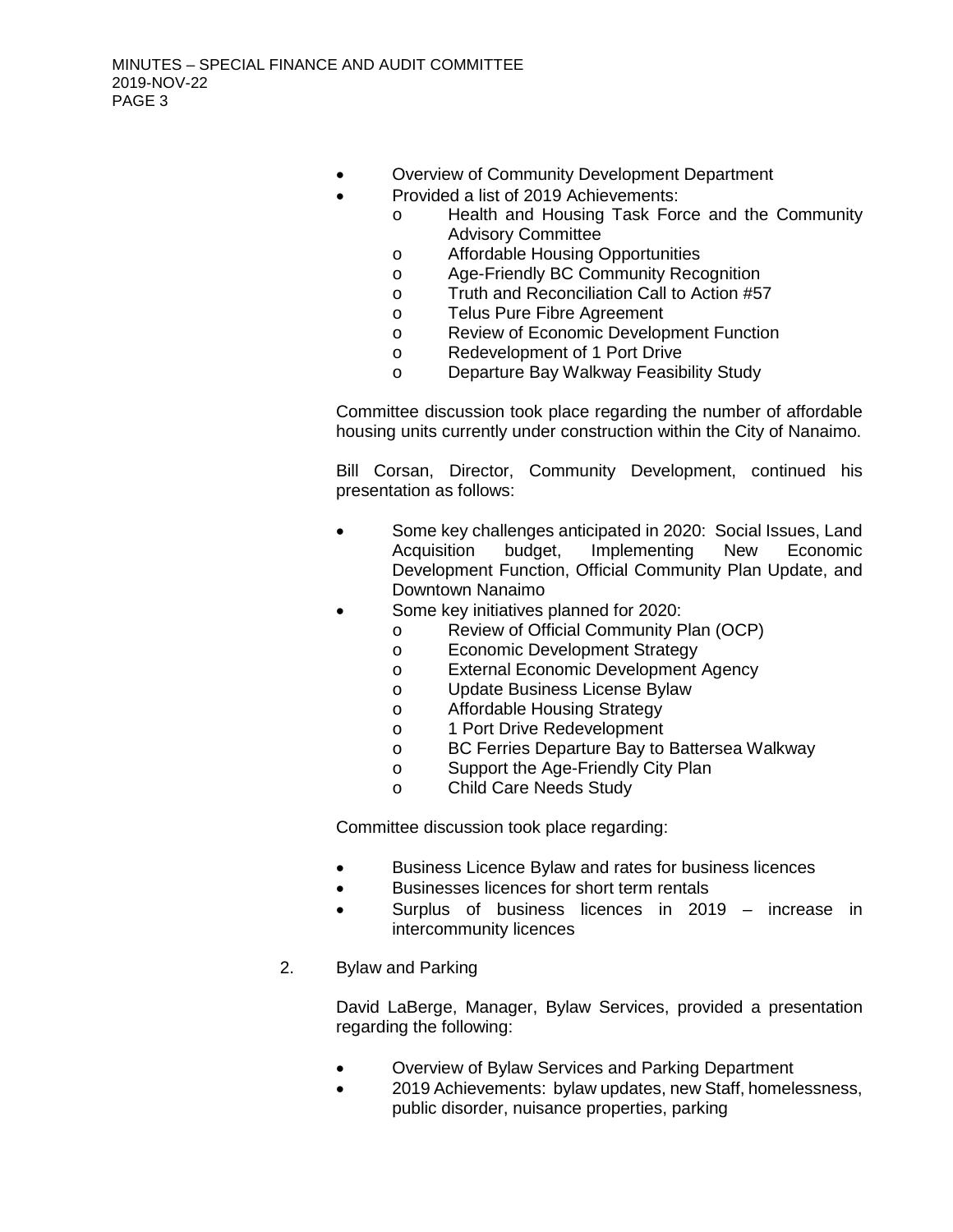- Overview of Community Development Department
- Provided a list of 2019 Achievements:
  - Health and Housing Task Force and the Community Advisory Committee
  - Affordable Housing Opportunities
  - Age-Friendly BC Community Recognition
  - Truth and Reconciliation Call to Action #57
  - Telus Pure Fibre Agreement
  - Review of Economic Development Function
  - Redevelopment of 1 Port Drive
  - Departure Bay Walkway Feasibility Study

Committee discussion took place regarding the number of affordable housing units currently under construction within the City of Nanaimo.

Bill Corsan, Director, Community Development, continued his presentation as follows:

- Some key challenges anticipated in 2020: Social Issues, Land Acquisition budget, Implementing New Economic Development Function, Official Community Plan Update, and Downtown Nanaimo
- Some key initiatives planned for 2020:
  - Review of Official Community Plan (OCP)
  - Economic Development Strategy
  - External Economic Development Agency
  - Update Business License Bylaw
  - Affordable Housing Strategy
  - 1 Port Drive Redevelopment
  - BC Ferries Departure Bay to Battersea Walkway
  - Support the Age-Friendly City Plan
  - Child Care Needs Study

Committee discussion took place regarding:

- Business Licence Bylaw and rates for business licences
- Businesses licences for short term rentals
- Surplus of business licences in 2019 – increase in intercommunity licences

2. Bylaw and Parking

David LaBerge, Manager, Bylaw Services, provided a presentation regarding the following:

- Overview of Bylaw Services and Parking Department
- 2019 Achievements: bylaw updates, new Staff, homelessness, public disorder, nuisance properties, parking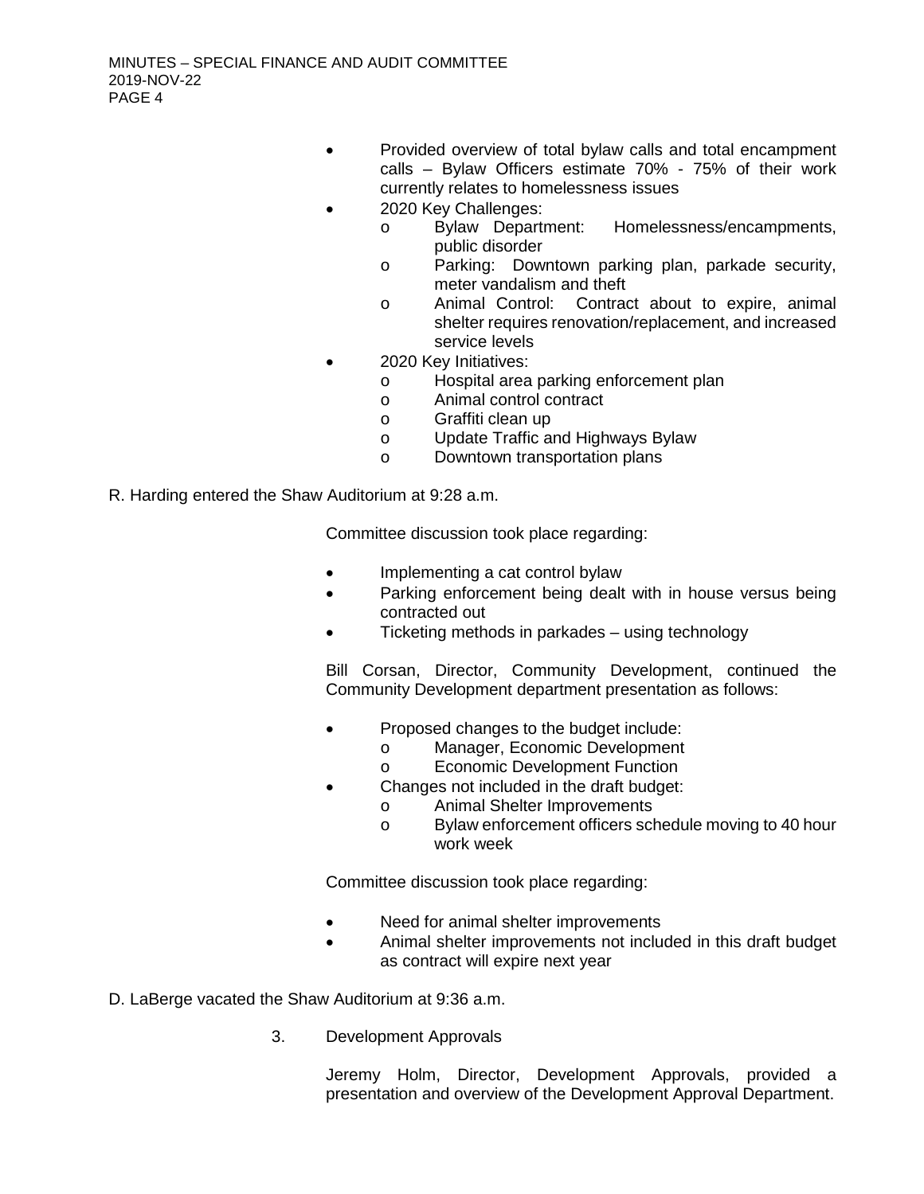- Provided overview of total bylaw calls and total encampment calls – Bylaw Officers estimate 70% - 75% of their work currently relates to homelessness issues
- 2020 Key Challenges:
  - Bylaw Department: Homelessness/encampments, public disorder
  - Parking: Downtown parking plan, parkade security, meter vandalism and theft
  - Animal Control: Contract about to expire, animal shelter requires renovation/replacement, and increased service levels
- 2020 Key Initiatives:
  - Hospital area parking enforcement plan
  - Animal control contract
  - Graffiti clean up
  - Update Traffic and Highways Bylaw
  - Downtown transportation plans

R. Harding entered the Shaw Auditorium at 9:28 a.m.

Committee discussion took place regarding:

- Implementing a cat control bylaw
- Parking enforcement being dealt with in house versus being contracted out
- Ticketing methods in parkades – using technology

Bill Corsan, Director, Community Development, continued the Community Development department presentation as follows:

- Proposed changes to the budget include:
  - Manager, Economic Development
  - Economic Development Function
- Changes not included in the draft budget:
  - Animal Shelter Improvements
  - Bylaw enforcement officers schedule moving to 40 hour work week

Committee discussion took place regarding:

- Need for animal shelter improvements
- Animal shelter improvements not included in this draft budget as contract will expire next year

D. LaBerge vacated the Shaw Auditorium at 9:36 a.m.

3. Development Approvals

Jeremy Holm, Director, Development Approvals, provided a presentation and overview of the Development Approval Department.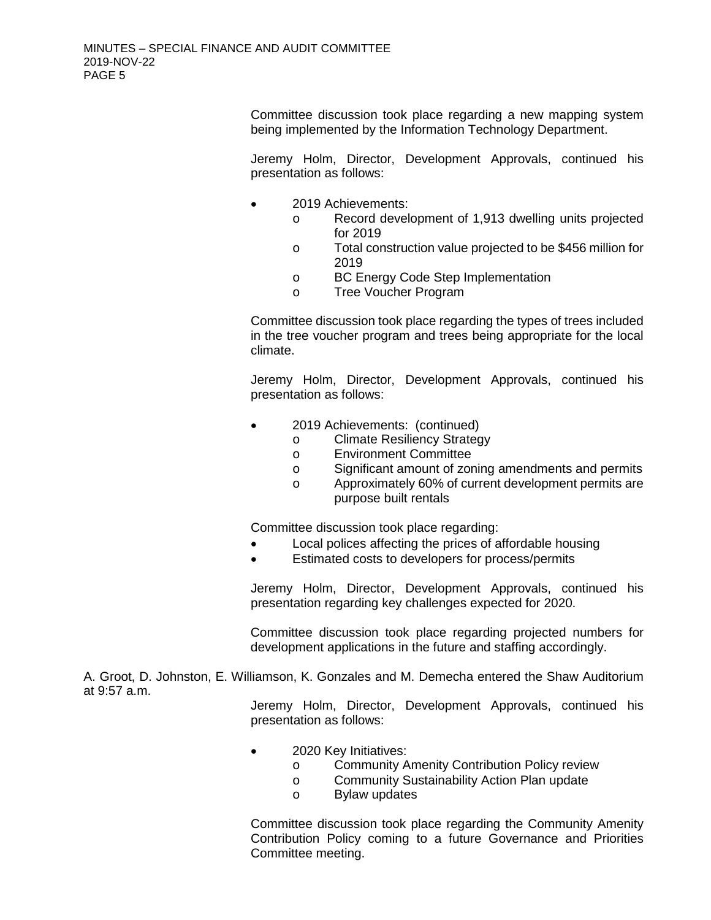Committee discussion took place regarding a new mapping system being implemented by the Information Technology Department.

Jeremy Holm, Director, Development Approvals, continued his presentation as follows:

- 2019 Achievements:
  - Record development of 1,913 dwelling units projected for 2019
  - Total construction value projected to be $456 million for 2019
  - BC Energy Code Step Implementation
  - Tree Voucher Program

Committee discussion took place regarding the types of trees included in the tree voucher program and trees being appropriate for the local climate.

Jeremy Holm, Director, Development Approvals, continued his presentation as follows:

- 2019 Achievements: (continued)
  - Climate Resiliency Strategy
  - Environment Committee
  - Significant amount of zoning amendments and permits
  - Approximately 60% of current development permits are purpose built rentals

Committee discussion took place regarding:

- Local polices affecting the prices of affordable housing
- Estimated costs to developers for process/permits

Jeremy Holm, Director, Development Approvals, continued his presentation regarding key challenges expected for 2020.

Committee discussion took place regarding projected numbers for development applications in the future and staffing accordingly.

A. Groot, D. Johnston, E. Williamson, K. Gonzales and M. Demecha entered the Shaw Auditorium at 9:57 a.m.

Jeremy Holm, Director, Development Approvals, continued his presentation as follows:

- 2020 Key Initiatives:
  - Community Amenity Contribution Policy review
  - Community Sustainability Action Plan update
  - Bylaw updates

Committee discussion took place regarding the Community Amenity Contribution Policy coming to a future Governance and Priorities Committee meeting.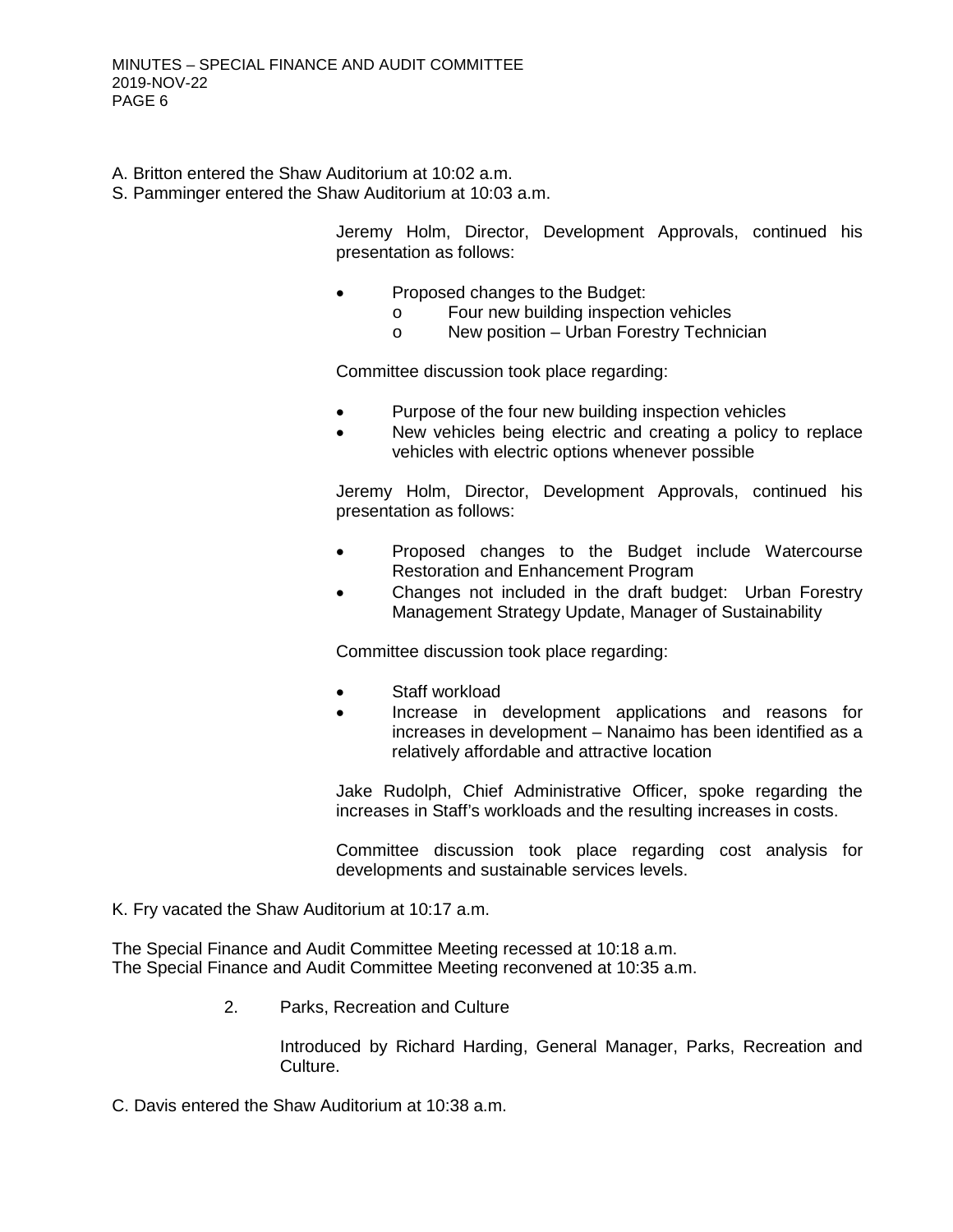A. Britton entered the Shaw Auditorium at 10:02 a.m.
S. Pamminger entered the Shaw Auditorium at 10:03 a.m.

Jeremy Holm, Director, Development Approvals, continued his presentation as follows:

- Proposed changes to the Budget:
  - Four new building inspection vehicles
  - New position – Urban Forestry Technician

Committee discussion took place regarding:

- Purpose of the four new building inspection vehicles
- New vehicles being electric and creating a policy to replace vehicles with electric options whenever possible

Jeremy Holm, Director, Development Approvals, continued his presentation as follows:

- Proposed changes to the Budget include Watercourse Restoration and Enhancement Program
- Changes not included in the draft budget: Urban Forestry Management Strategy Update, Manager of Sustainability

Committee discussion took place regarding:

- Staff workload
- Increase in development applications and reasons for increases in development – Nanaimo has been identified as a relatively affordable and attractive location

Jake Rudolph, Chief Administrative Officer, spoke regarding the increases in Staff's workloads and the resulting increases in costs.

Committee discussion took place regarding cost analysis for developments and sustainable services levels.

K. Fry vacated the Shaw Auditorium at 10:17 a.m.

The Special Finance and Audit Committee Meeting recessed at 10:18 a.m.
The Special Finance and Audit Committee Meeting reconvened at 10:35 a.m.

2. Parks, Recreation and Culture

   Introduced by Richard Harding, General Manager, Parks, Recreation and Culture.

C. Davis entered the Shaw Auditorium at 10:38 a.m.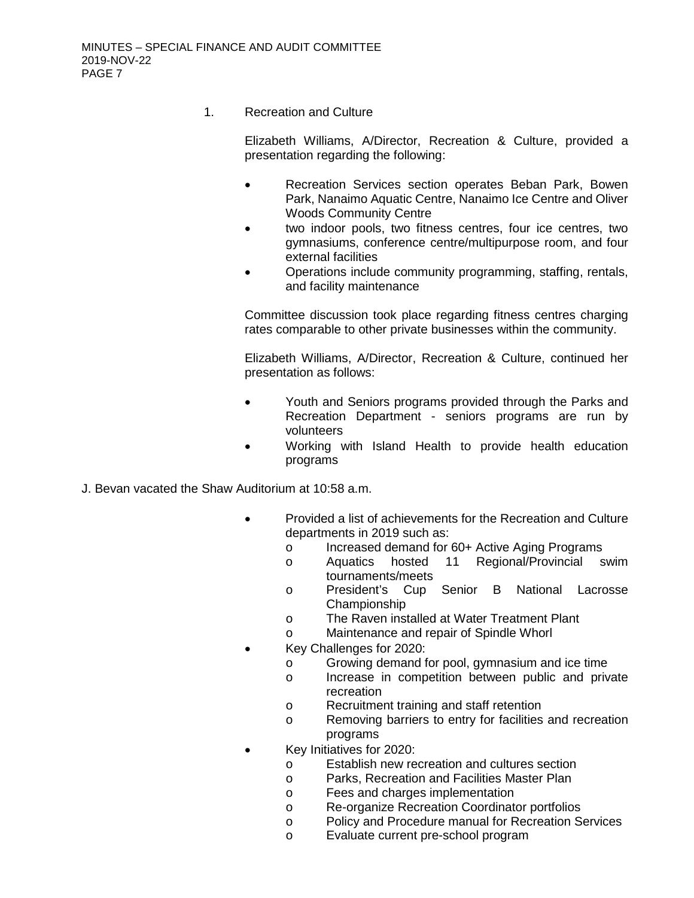1. Recreation and Culture

   Elizabeth Williams, A/Director, Recreation & Culture, provided a presentation regarding the following:

   - Recreation Services section operates Beban Park, Bowen Park, Nanaimo Aquatic Centre, Nanaimo Ice Centre and Oliver Woods Community Centre
   - two indoor pools, two fitness centres, four ice centres, two gymnasiums, conference centre/multipurpose room, and four external facilities
   - Operations include community programming, staffing, rentals, and facility maintenance

   Committee discussion took place regarding fitness centres charging rates comparable to other private businesses within the community.

   Elizabeth Williams, A/Director, Recreation & Culture, continued her presentation as follows:

   - Youth and Seniors programs provided through the Parks and Recreation Department - seniors programs are run by volunteers
   - Working with Island Health to provide health education programs

J. Bevan vacated the Shaw Auditorium at 10:58 a.m.

   - Provided a list of achievements for the Recreation and Culture departments in 2019 such as:
     - Increased demand for 60+ Active Aging Programs
     - Aquatics hosted 11 Regional/Provincial swim tournaments/meets
     - President's Cup Senior B National Lacrosse Championship
     - The Raven installed at Water Treatment Plant
     - Maintenance and repair of Spindle Whorl
   - Key Challenges for 2020:
     - Growing demand for pool, gymnasium and ice time
     - Increase in competition between public and private recreation
     - Recruitment training and staff retention
     - Removing barriers to entry for facilities and recreation programs
   - Key Initiatives for 2020:
     - Establish new recreation and cultures section
     - Parks, Recreation and Facilities Master Plan
     - Fees and charges implementation
     - Re-organize Recreation Coordinator portfolios
     - Policy and Procedure manual for Recreation Services
     - Evaluate current pre-school program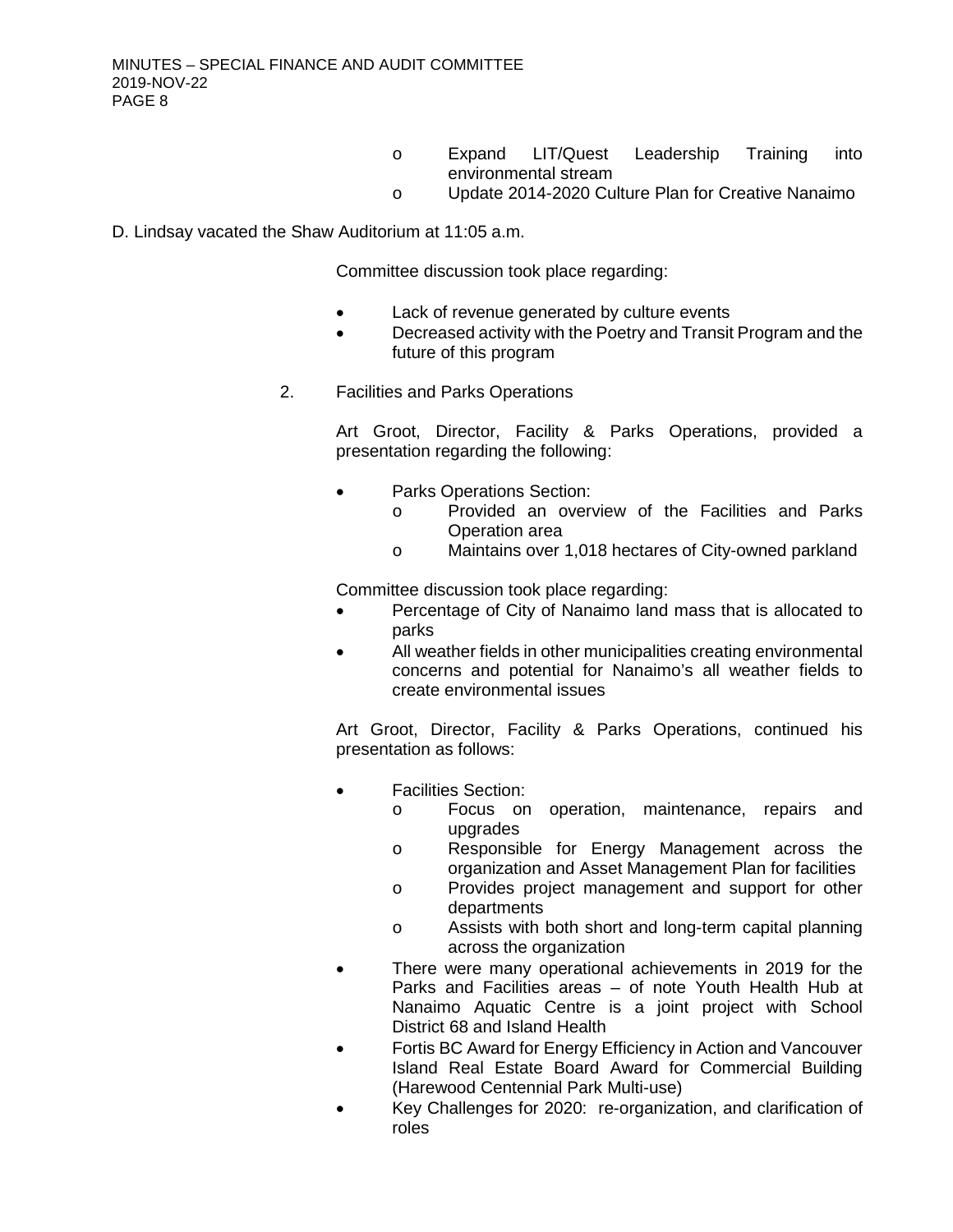- Expand LIT/Quest Leadership Training into environmental stream
- Update 2014-2020 Culture Plan for Creative Nanaimo

D. Lindsay vacated the Shaw Auditorium at 11:05 a.m.

Committee discussion took place regarding:

- Lack of revenue generated by culture events
- Decreased activity with the Poetry and Transit Program and the future of this program

2. Facilities and Parks Operations

Art Groot, Director, Facility & Parks Operations, provided a presentation regarding the following:

- Parks Operations Section:
  - Provided an overview of the Facilities and Parks Operation area
  - Maintains over 1,018 hectares of City-owned parkland

Committee discussion took place regarding:

- Percentage of City of Nanaimo land mass that is allocated to parks
- All weather fields in other municipalities creating environmental concerns and potential for Nanaimo's all weather fields to create environmental issues

Art Groot, Director, Facility & Parks Operations, continued his presentation as follows:

- Facilities Section:
  - Focus on operation, maintenance, repairs and upgrades
  - Responsible for Energy Management across the organization and Asset Management Plan for facilities
  - Provides project management and support for other departments
  - Assists with both short and long-term capital planning across the organization
- There were many operational achievements in 2019 for the Parks and Facilities areas – of note Youth Health Hub at Nanaimo Aquatic Centre is a joint project with School District 68 and Island Health
- Fortis BC Award for Energy Efficiency in Action and Vancouver Island Real Estate Board Award for Commercial Building (Harewood Centennial Park Multi-use)
- Key Challenges for 2020: re-organization, and clarification of roles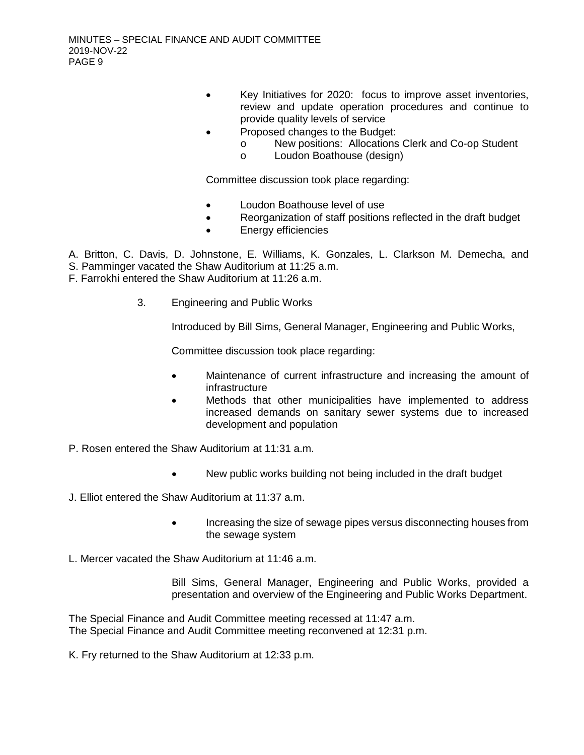- Key Initiatives for 2020: focus to improve asset inventories, review and update operation procedures and continue to provide quality levels of service
- Proposed changes to the Budget:
  - New positions: Allocations Clerk and Co-op Student
  - Loudon Boathouse (design)

Committee discussion took place regarding:

- Loudon Boathouse level of use
- Reorganization of staff positions reflected in the draft budget
- Energy efficiencies

A. Britton, C. Davis, D. Johnstone, E. Williams, K. Gonzales, L. Clarkson M. Demecha, and S. Pamminger vacated the Shaw Auditorium at 11:25 a.m.
F. Farrokhi entered the Shaw Auditorium at 11:26 a.m.

3. Engineering and Public Works

Introduced by Bill Sims, General Manager, Engineering and Public Works,

Committee discussion took place regarding:

- Maintenance of current infrastructure and increasing the amount of infrastructure
- Methods that other municipalities have implemented to address increased demands on sanitary sewer systems due to increased development and population

P. Rosen entered the Shaw Auditorium at 11:31 a.m.

- New public works building not being included in the draft budget

J. Elliot entered the Shaw Auditorium at 11:37 a.m.

- Increasing the size of sewage pipes versus disconnecting houses from the sewage system

L. Mercer vacated the Shaw Auditorium at 11:46 a.m.

Bill Sims, General Manager, Engineering and Public Works, provided a presentation and overview of the Engineering and Public Works Department.

The Special Finance and Audit Committee meeting recessed at 11:47 a.m.
The Special Finance and Audit Committee meeting reconvened at 12:31 p.m.

K. Fry returned to the Shaw Auditorium at 12:33 p.m.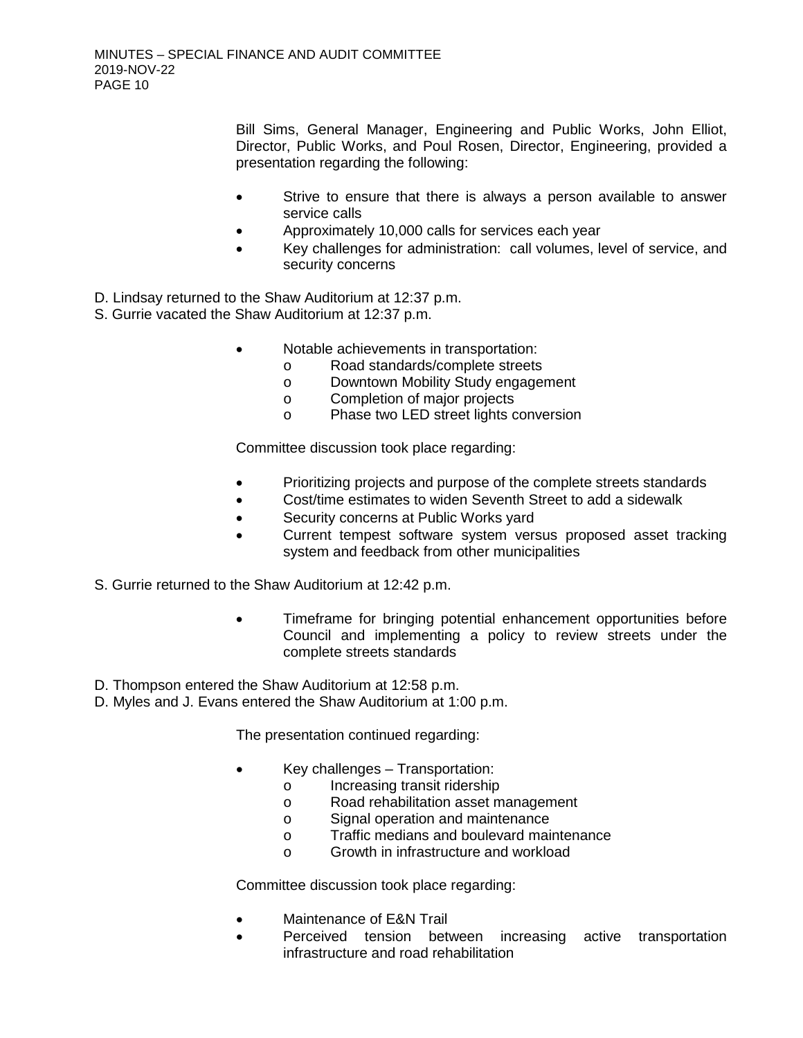Bill Sims, General Manager, Engineering and Public Works, John Elliot, Director, Public Works, and Poul Rosen, Director, Engineering, provided a presentation regarding the following:

- Strive to ensure that there is always a person available to answer service calls
- Approximately 10,000 calls for services each year
- Key challenges for administration: call volumes, level of service, and security concerns

D. Lindsay returned to the Shaw Auditorium at 12:37 p.m.
S. Gurrie vacated the Shaw Auditorium at 12:37 p.m.

- Notable achievements in transportation:
  - Road standards/complete streets
  - Downtown Mobility Study engagement
  - Completion of major projects
  - Phase two LED street lights conversion

Committee discussion took place regarding:

- Prioritizing projects and purpose of the complete streets standards
- Cost/time estimates to widen Seventh Street to add a sidewalk
- Security concerns at Public Works yard
- Current tempest software system versus proposed asset tracking system and feedback from other municipalities

S. Gurrie returned to the Shaw Auditorium at 12:42 p.m.

- Timeframe for bringing potential enhancement opportunities before Council and implementing a policy to review streets under the complete streets standards

D. Thompson entered the Shaw Auditorium at 12:58 p.m.
D. Myles and J. Evans entered the Shaw Auditorium at 1:00 p.m.

The presentation continued regarding:

- Key challenges – Transportation:
  - Increasing transit ridership
  - Road rehabilitation asset management
  - Signal operation and maintenance
  - Traffic medians and boulevard maintenance
  - Growth in infrastructure and workload

Committee discussion took place regarding:

- Maintenance of E&N Trail
- Perceived tension between increasing active transportation infrastructure and road rehabilitation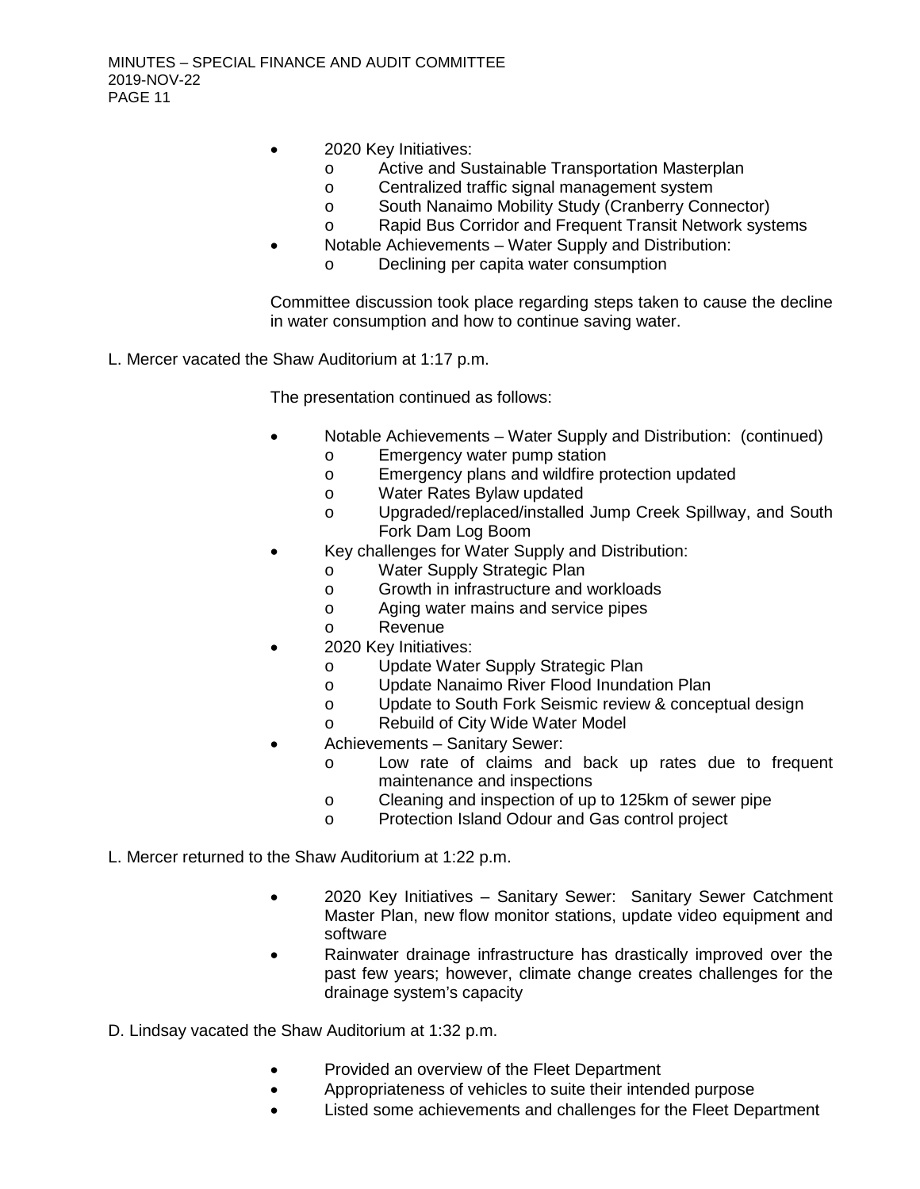- 2020 Key Initiatives:
  - Active and Sustainable Transportation Masterplan
  - Centralized traffic signal management system
  - South Nanaimo Mobility Study (Cranberry Connector)
  - Rapid Bus Corridor and Frequent Transit Network systems
- Notable Achievements – Water Supply and Distribution:
  - Declining per capita water consumption

Committee discussion took place regarding steps taken to cause the decline in water consumption and how to continue saving water.

L. Mercer vacated the Shaw Auditorium at 1:17 p.m.

The presentation continued as follows:

- Notable Achievements – Water Supply and Distribution: (continued)
  - Emergency water pump station
  - Emergency plans and wildfire protection updated
  - Water Rates Bylaw updated
  - Upgraded/replaced/installed Jump Creek Spillway, and South Fork Dam Log Boom
- Key challenges for Water Supply and Distribution:
  - Water Supply Strategic Plan
  - Growth in infrastructure and workloads
  - Aging water mains and service pipes
  - Revenue
- 2020 Key Initiatives:
  - Update Water Supply Strategic Plan
  - Update Nanaimo River Flood Inundation Plan
  - Update to South Fork Seismic review & conceptual design
  - Rebuild of City Wide Water Model
- Achievements – Sanitary Sewer:
  - Low rate of claims and back up rates due to frequent maintenance and inspections
  - Cleaning and inspection of up to 125km of sewer pipe
  - Protection Island Odour and Gas control project

L. Mercer returned to the Shaw Auditorium at 1:22 p.m.

- 2020 Key Initiatives – Sanitary Sewer: Sanitary Sewer Catchment Master Plan, new flow monitor stations, update video equipment and software
- Rainwater drainage infrastructure has drastically improved over the past few years; however, climate change creates challenges for the drainage system's capacity

D. Lindsay vacated the Shaw Auditorium at 1:32 p.m.

- Provided an overview of the Fleet Department
- Appropriateness of vehicles to suite their intended purpose
- Listed some achievements and challenges for the Fleet Department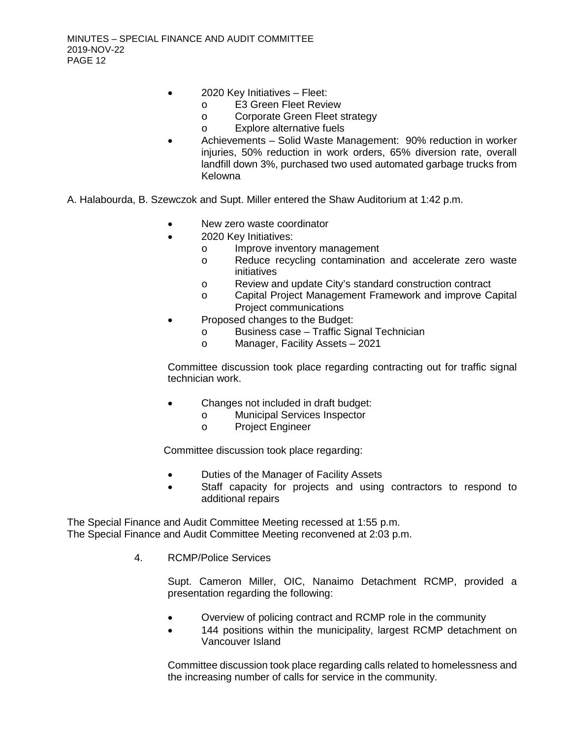- 2020 Key Initiatives – Fleet:
  - E3 Green Fleet Review
  - Corporate Green Fleet strategy
  - Explore alternative fuels
- Achievements – Solid Waste Management: 90% reduction in worker injuries, 50% reduction in work orders, 65% diversion rate, overall landfill down 3%, purchased two used automated garbage trucks from Kelowna

A. Halabourda, B. Szewczok and Supt. Miller entered the Shaw Auditorium at 1:42 p.m.

- New zero waste coordinator
- 2020 Key Initiatives:
  - Improve inventory management
  - Reduce recycling contamination and accelerate zero waste initiatives
  - Review and update City's standard construction contract
  - Capital Project Management Framework and improve Capital Project communications
- Proposed changes to the Budget:
  - Business case – Traffic Signal Technician
  - Manager, Facility Assets – 2021

Committee discussion took place regarding contracting out for traffic signal technician work.

- Changes not included in draft budget:
  - Municipal Services Inspector
  - Project Engineer

Committee discussion took place regarding:

- Duties of the Manager of Facility Assets
- Staff capacity for projects and using contractors to respond to additional repairs

The Special Finance and Audit Committee Meeting recessed at 1:55 p.m.
The Special Finance and Audit Committee Meeting reconvened at 2:03 p.m.

4. RCMP/Police Services

Supt. Cameron Miller, OIC, Nanaimo Detachment RCMP, provided a presentation regarding the following:

- Overview of policing contract and RCMP role in the community
- 144 positions within the municipality, largest RCMP detachment on Vancouver Island

Committee discussion took place regarding calls related to homelessness and the increasing number of calls for service in the community.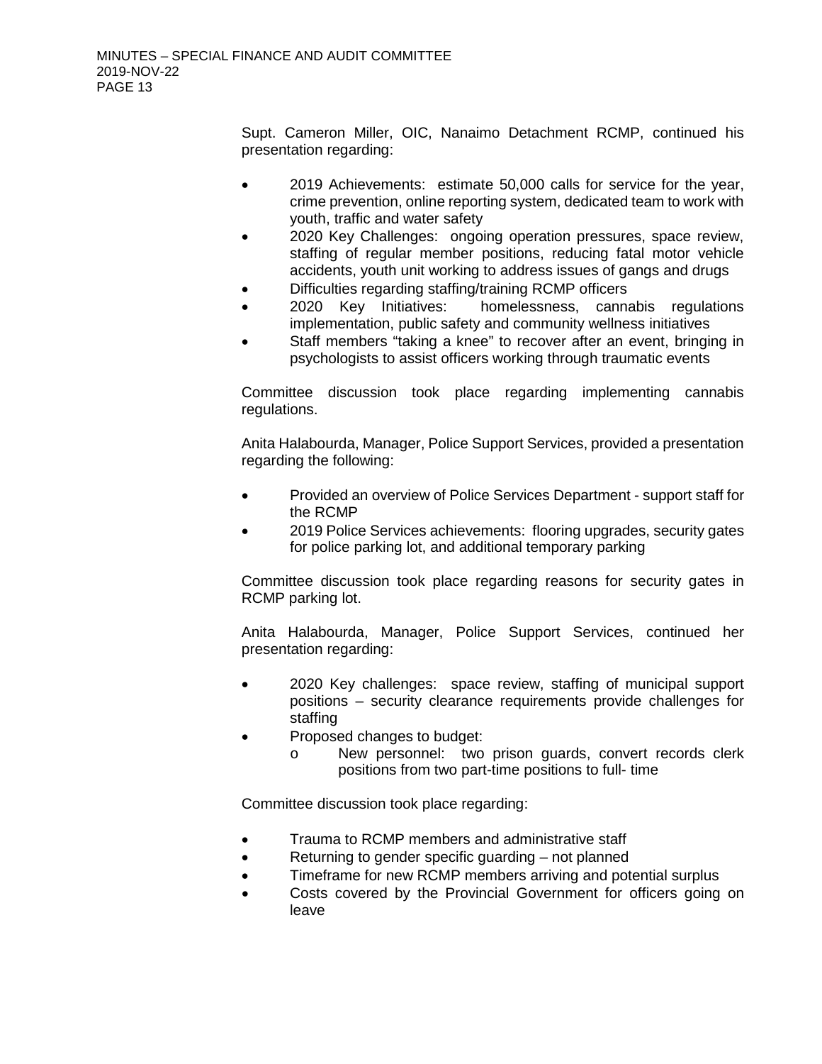Supt. Cameron Miller, OIC, Nanaimo Detachment RCMP, continued his presentation regarding:

- 2019 Achievements: estimate 50,000 calls for service for the year, crime prevention, online reporting system, dedicated team to work with youth, traffic and water safety
- 2020 Key Challenges: ongoing operation pressures, space review, staffing of regular member positions, reducing fatal motor vehicle accidents, youth unit working to address issues of gangs and drugs
- Difficulties regarding staffing/training RCMP officers
- 2020 Key Initiatives: homelessness, cannabis regulations implementation, public safety and community wellness initiatives
- Staff members "taking a knee" to recover after an event, bringing in psychologists to assist officers working through traumatic events

Committee discussion took place regarding implementing cannabis regulations.

Anita Halabourda, Manager, Police Support Services, provided a presentation regarding the following:

- Provided an overview of Police Services Department - support staff for the RCMP
- 2019 Police Services achievements: flooring upgrades, security gates for police parking lot, and additional temporary parking

Committee discussion took place regarding reasons for security gates in RCMP parking lot.

Anita Halabourda, Manager, Police Support Services, continued her presentation regarding:

- 2020 Key challenges: space review, staffing of municipal support positions – security clearance requirements provide challenges for staffing
- Proposed changes to budget:
  - New personnel: two prison guards, convert records clerk positions from two part-time positions to full- time

Committee discussion took place regarding:

- Trauma to RCMP members and administrative staff
- Returning to gender specific guarding – not planned
- Timeframe for new RCMP members arriving and potential surplus
- Costs covered by the Provincial Government for officers going on leave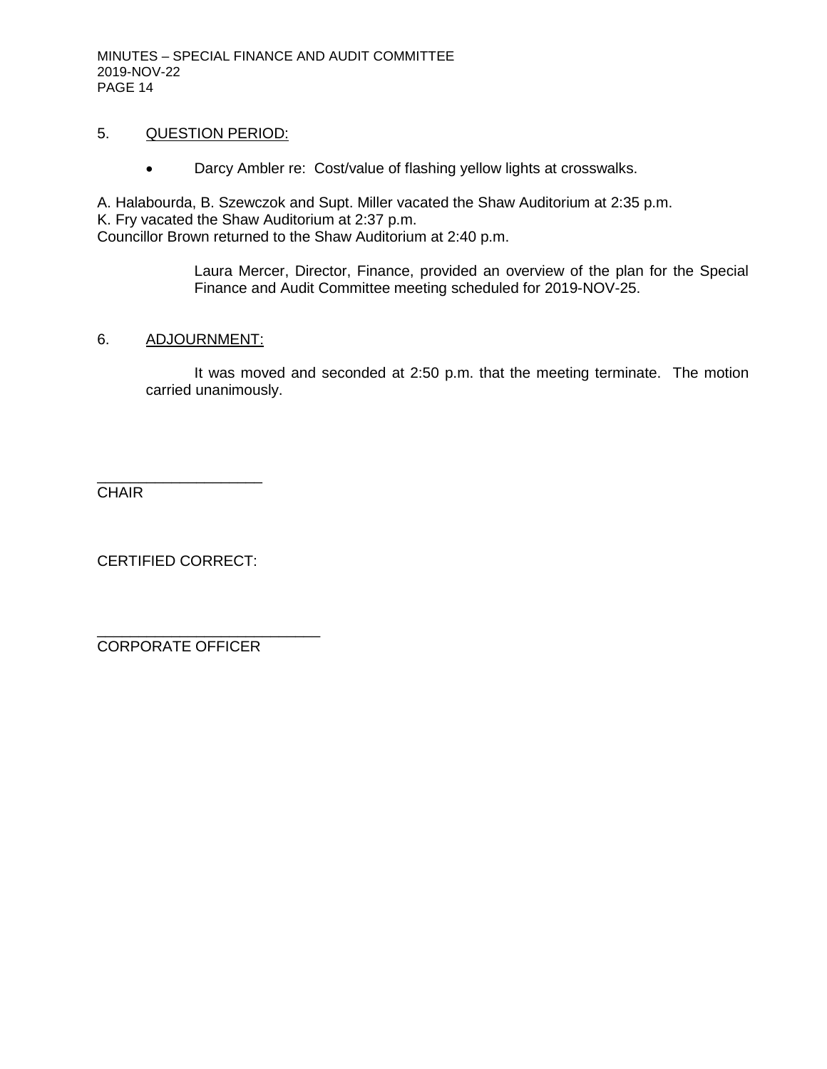5. QUESTION PERIOD:

- Darcy Ambler re: Cost/value of flashing yellow lights at crosswalks.

A. Halabourda, B. Szewczok and Supt. Miller vacated the Shaw Auditorium at 2:35 p.m.
K. Fry vacated the Shaw Auditorium at 2:37 p.m.
Councillor Brown returned to the Shaw Auditorium at 2:40 p.m.

Laura Mercer, Director, Finance, provided an overview of the plan for the Special Finance and Audit Committee meeting scheduled for 2019-NOV-25.

6. ADJOURNMENT:

It was moved and seconded at 2:50 p.m. that the meeting terminate. The motion carried unanimously.

\_\_\_\_\_\_\_\_\_\_\_\_\_\_\_\_\_\_\_\_
CHAIR

CERTIFIED CORRECT:

\_\_\_\_\_\_\_\_\_\_\_\_\_\_\_\_\_\_\_\_\_\_\_\_\_\_
CORPORATE OFFICER